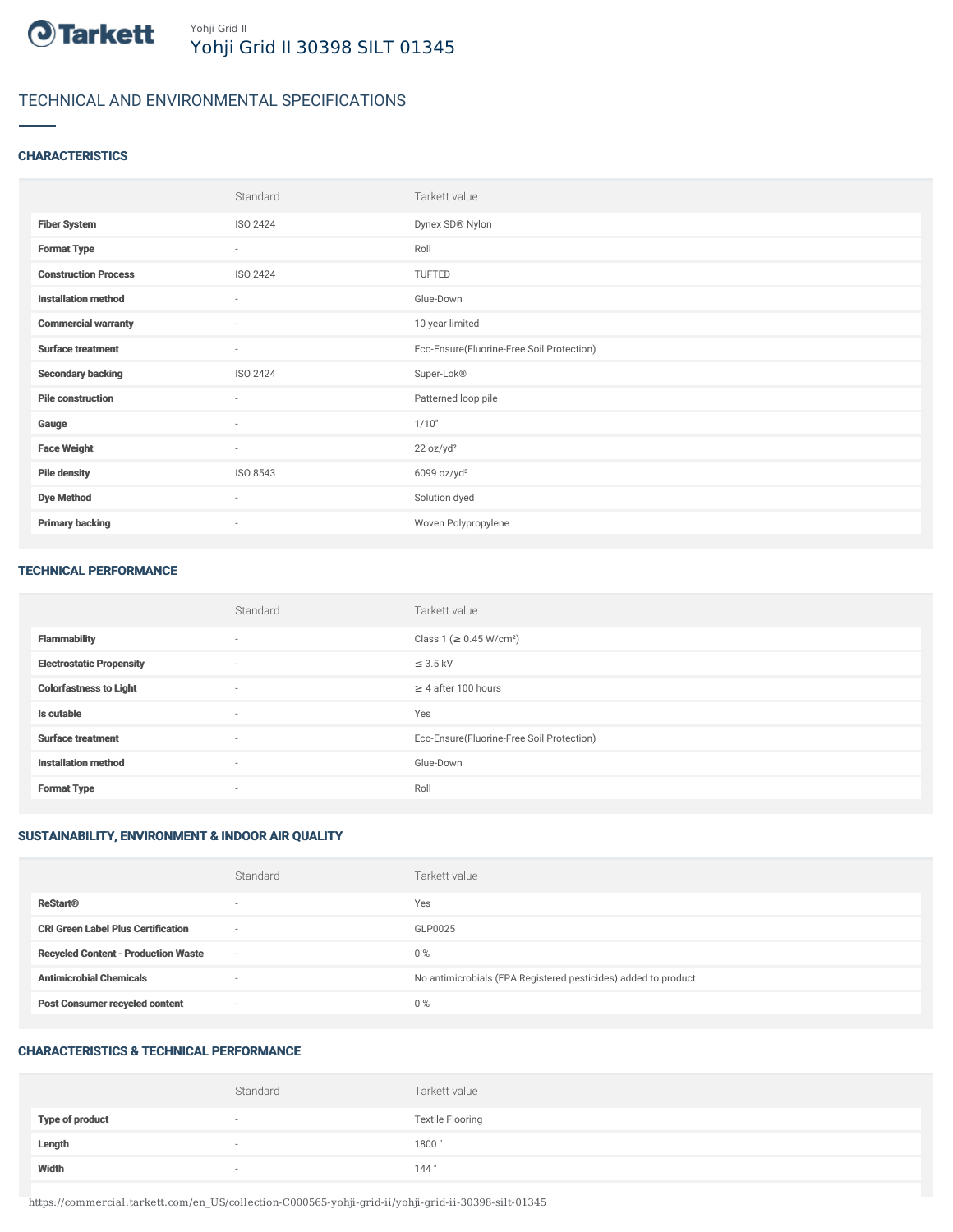Yohji Grid II

# Yohji Grid II 30398 SILT 01345

## TECHNICAL AND ENVIRONMENTAL SPECIFICATIONS

### CHARACTERISTICS

| | Standard | Tarkett value |
|---|---|---|
| **Fiber System** | ISO 2424 | Dynex SD® Nylon |
| **Format Type** | - | Roll |
| **Construction Process** | ISO 2424 | TUFTED |
| **Installation method** | - | Glue-Down |
| **Commercial warranty** | - | 10 year limited |
| **Surface treatment** | - | Eco-Ensure(Fluorine-Free Soil Protection) |
| **Secondary backing** | ISO 2424 | Super-Lok® |
| **Pile construction** | - | Patterned loop pile |
| **Gauge** | - | 1/10" |
| **Face Weight** | - | 22 oz/yd² |
| **Pile density** | ISO 8543 | 6099 oz/yd³ |
| **Dye Method** | - | Solution dyed |
| **Primary backing** | - | Woven Polypropylene |

### TECHNICAL PERFORMANCE

| | Standard | Tarkett value |
|---|---|---|
| **Flammability** | - | Class 1 (≥ 0.45 W/cm²) |
| **Electrostatic Propensity** | - | ≤ 3.5 kV |
| **Colorfastness to Light** | - | ≥ 4 after 100 hours |
| **Is cutable** | - | Yes |
| **Surface treatment** | - | Eco-Ensure(Fluorine-Free Soil Protection) |
| **Installation method** | - | Glue-Down |
| **Format Type** | - | Roll |

### SUSTAINABILITY, ENVIRONMENT & INDOOR AIR QUALITY

| | Standard | Tarkett value |
|---|---|---|
| **ReStart®** | - | Yes |
| **CRI Green Label Plus Certification** | - | GLP0025 |
| **Recycled Content - Production Waste** | - | 0 % |
| **Antimicrobial Chemicals** | - | No antimicrobials (EPA Registered pesticides) added to product |
| **Post Consumer recycled content** | - | 0 % |

### CHARACTERISTICS & TECHNICAL PERFORMANCE

| | Standard | Tarkett value |
|---|---|---|
| **Type of product** | - | Textile Flooring |
| **Length** | - | 1800 " |
| **Width** | - | 144 " |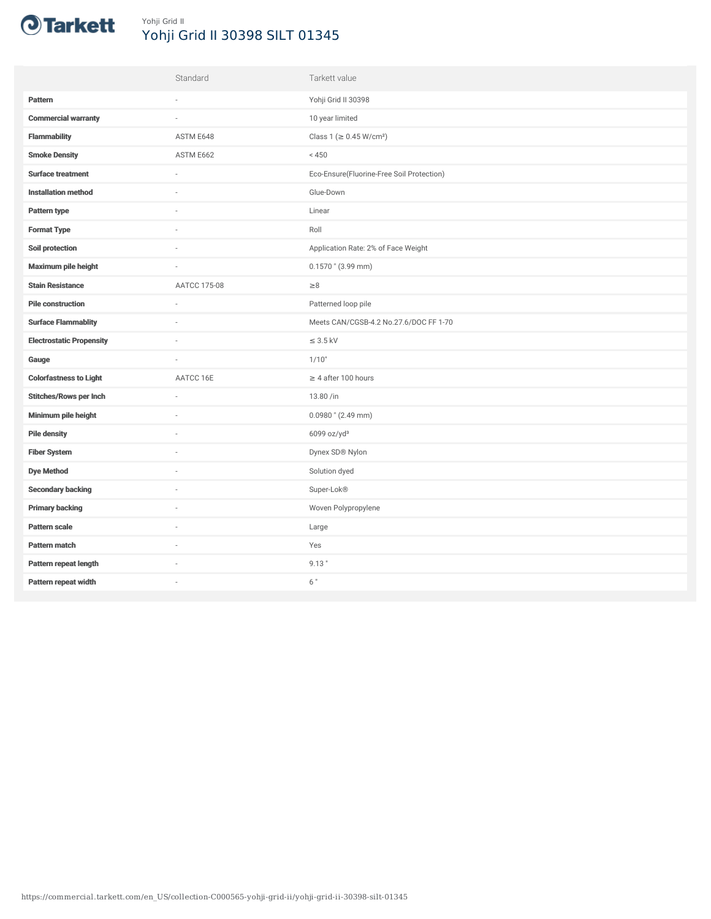Yohji Grid II

# Yohji Grid II 30398 SILT 01345

| | Standard | Tarkett value |
|---|---|---|
| **Pattern** | - | Yohji Grid II 30398 |
| **Commercial warranty** | - | 10 year limited |
| **Flammability** | ASTM E648 | Class 1 (≥ 0.45 W/cm²) |
| **Smoke Density** | ASTM E662 | < 450 |
| **Surface treatment** | - | Eco-Ensure(Fluorine-Free Soil Protection) |
| **Installation method** | - | Glue-Down |
| **Pattern type** | - | Linear |
| **Format Type** | - | Roll |
| **Soil protection** | - | Application Rate: 2% of Face Weight |
| **Maximum pile height** | - | 0.1570 " (3.99 mm) |
| **Stain Resistance** | AATCC 175-08 | ≥8 |
| **Pile construction** | - | Patterned loop pile |
| **Surface Flammablity** | - | Meets CAN/CGSB-4.2 No.27.6/DOC FF 1-70 |
| **Electrostatic Propensity** | - | ≤ 3.5 kV |
| **Gauge** | - | 1/10" |
| **Colorfastness to Light** | AATCC 16E | ≥ 4 after 100 hours |
| **Stitches/Rows per Inch** | - | 13.80 /in |
| **Minimum pile height** | - | 0.0980 " (2.49 mm) |
| **Pile density** | - | 6099 oz/yd³ |
| **Fiber System** | - | Dynex SD® Nylon |
| **Dye Method** | - | Solution dyed |
| **Secondary backing** | - | Super-Lok® |
| **Primary backing** | - | Woven Polypropylene |
| **Pattern scale** | - | Large |
| **Pattern match** | - | Yes |
| **Pattern repeat length** | - | 9.13 " |
| **Pattern repeat width** | - | 6 " |

https://commercial.tarkett.com/en_US/collection-C000565-yohji-grid-ii/yohji-grid-ii-30398-silt-01345